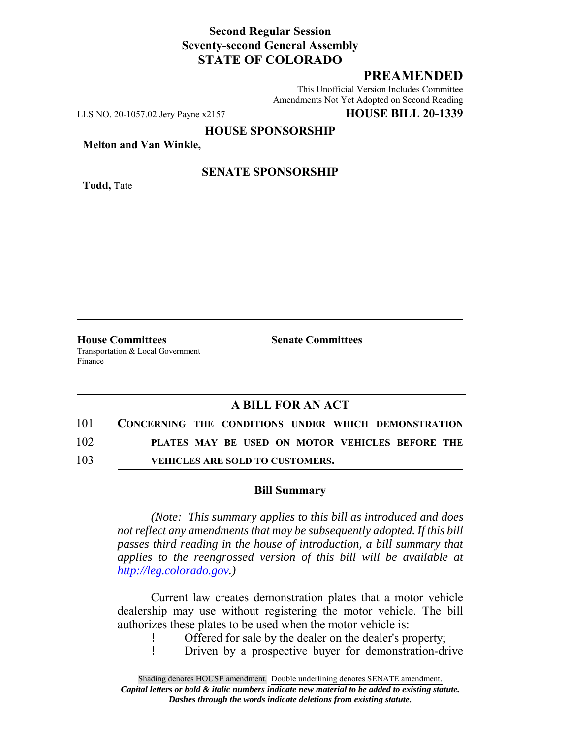**Second Regular Session**
**Seventy-second General Assembly**
**STATE OF COLORADO**

# PREAMENDED

This Unofficial Version Includes Committee Amendments Not Yet Adopted on Second Reading

LLS NO. 20-1057.02 Jery Payne x2157 **HOUSE BILL 20-1339**

**HOUSE SPONSORSHIP**

**Melton and Van Winkle,**

**SENATE SPONSORSHIP**

**Todd,** Tate

**House Committees**
Transportation & Local Government
Finance

**Senate Committees**

## A BILL FOR AN ACT

101 **CONCERNING THE CONDITIONS UNDER WHICH DEMONSTRATION**
102 **PLATES MAY BE USED ON MOTOR VEHICLES BEFORE THE**
103 **VEHICLES ARE SOLD TO CUSTOMERS.**

### Bill Summary

*(Note: This summary applies to this bill as introduced and does not reflect any amendments that may be subsequently adopted. If this bill passes third reading in the house of introduction, a bill summary that applies to the reengrossed version of this bill will be available at http://leg.colorado.gov.)*

Current law creates demonstration plates that a motor vehicle dealership may use without registering the motor vehicle. The bill authorizes these plates to be used when the motor vehicle is:

- Offered for sale by the dealer on the dealer's property;
- Driven by a prospective buyer for demonstration-drive

Shading denotes HOUSE amendment. Double underlining denotes SENATE amendment.
*Capital letters or bold & italic numbers indicate new material to be added to existing statute.*
*Dashes through the words indicate deletions from existing statute.*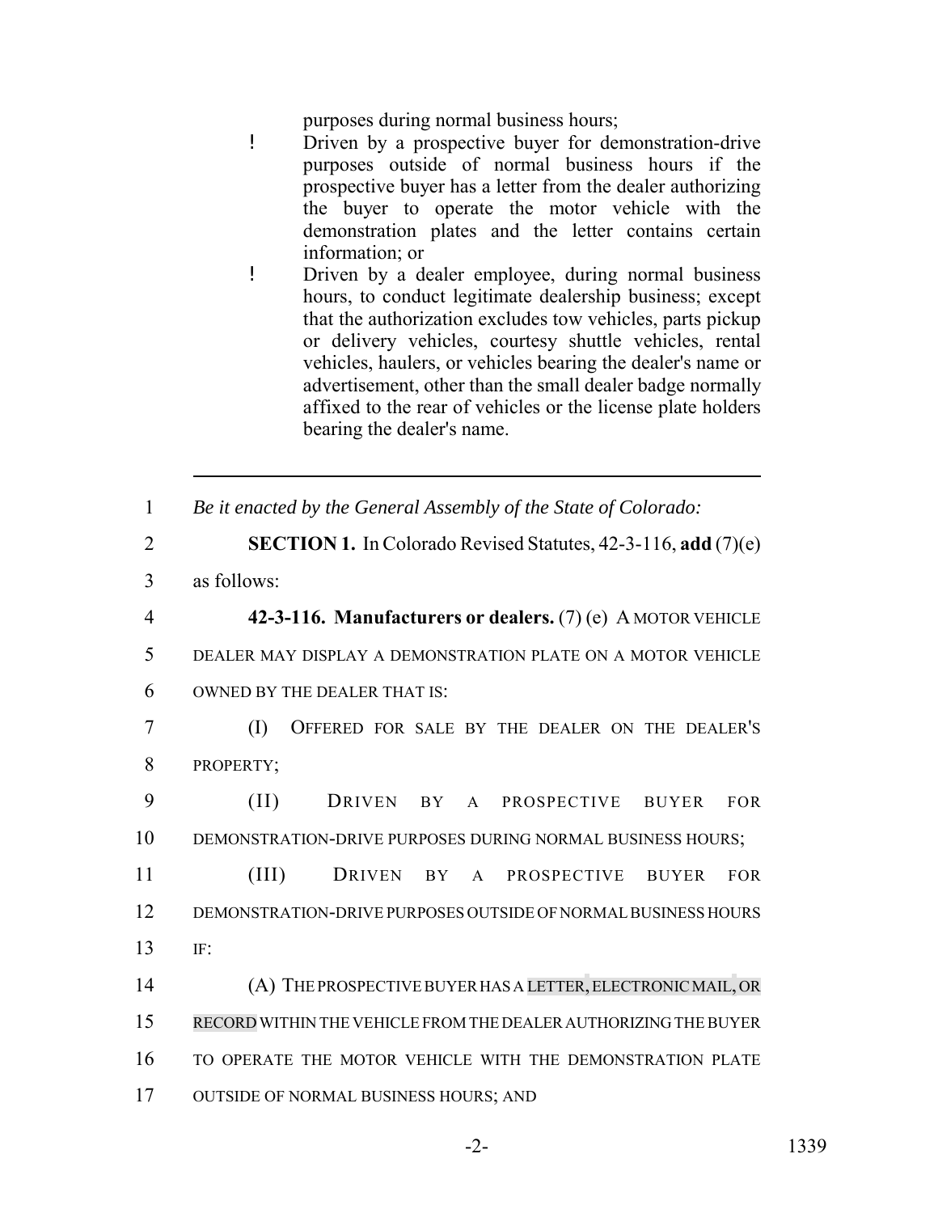purposes during normal business hours;

- Driven by a prospective buyer for demonstration-drive purposes outside of normal business hours if the prospective buyer has a letter from the dealer authorizing the buyer to operate the motor vehicle with the demonstration plates and the letter contains certain information; or
- Driven by a dealer employee, during normal business hours, to conduct legitimate dealership business; except that the authorization excludes tow vehicles, parts pickup or delivery vehicles, courtesy shuttle vehicles, rental vehicles, haulers, or vehicles bearing the dealer's name or advertisement, other than the small dealer badge normally affixed to the rear of vehicles or the license plate holders bearing the dealer's name.

---

*Be it enacted by the General Assembly of the State of Colorado:*

**SECTION 1.** In Colorado Revised Statutes, 42-3-116, **add** (7)(e) as follows:

**42-3-116. Manufacturers or dealers.** (7) (e) A MOTOR VEHICLE DEALER MAY DISPLAY A DEMONSTRATION PLATE ON A MOTOR VEHICLE OWNED BY THE DEALER THAT IS:

(I) OFFERED FOR SALE BY THE DEALER ON THE DEALER'S PROPERTY;

(II) DRIVEN BY A PROSPECTIVE BUYER FOR DEMONSTRATION-DRIVE PURPOSES DURING NORMAL BUSINESS HOURS;

(III) DRIVEN BY A PROSPECTIVE BUYER FOR DEMONSTRATION-DRIVE PURPOSES OUTSIDE OF NORMAL BUSINESS HOURS IF:

(A) THE PROSPECTIVE BUYER HAS A LETTER, ELECTRONIC MAIL, OR RECORD WITHIN THE VEHICLE FROM THE DEALER AUTHORIZING THE BUYER TO OPERATE THE MOTOR VEHICLE WITH THE DEMONSTRATION PLATE OUTSIDE OF NORMAL BUSINESS HOURS; AND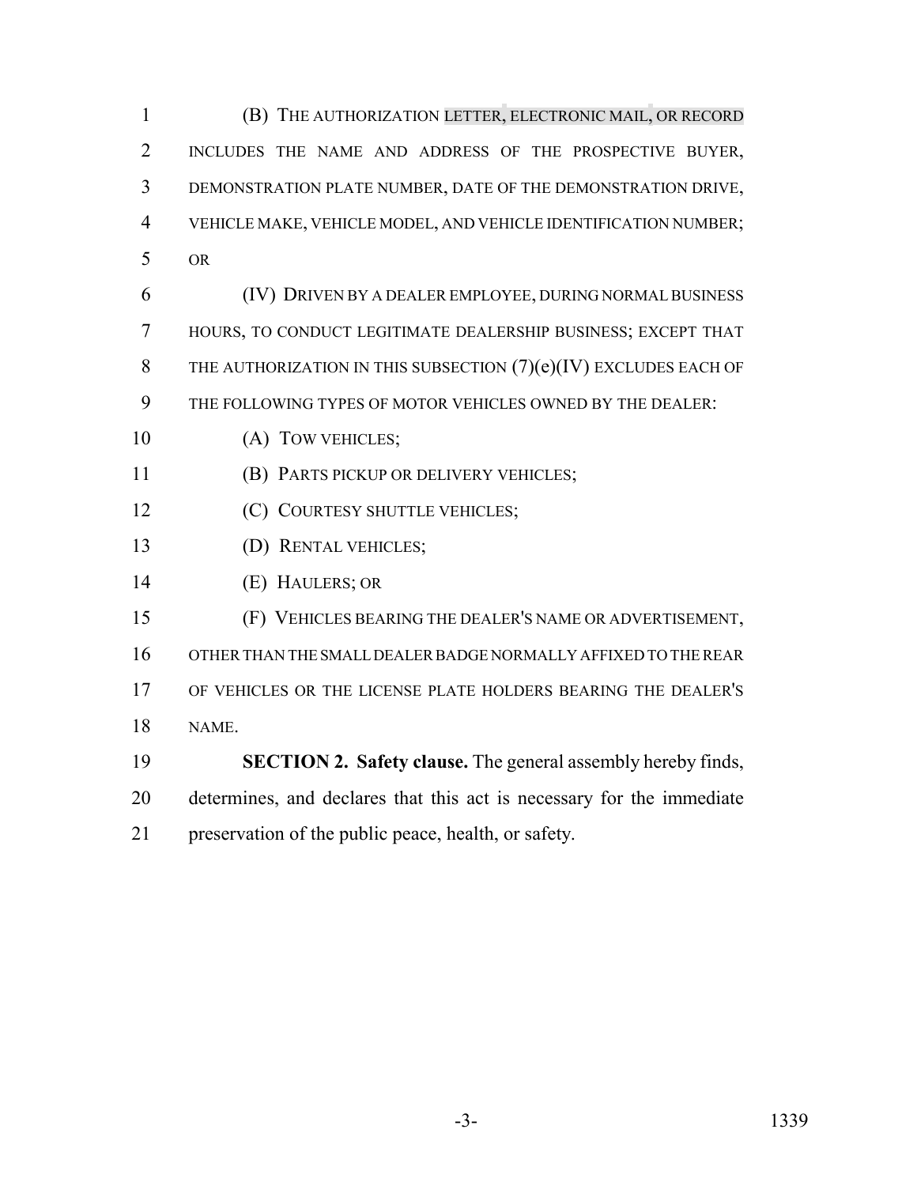(B) THE AUTHORIZATION LETTER, ELECTRONIC MAIL, OR RECORD INCLUDES THE NAME AND ADDRESS OF THE PROSPECTIVE BUYER, DEMONSTRATION PLATE NUMBER, DATE OF THE DEMONSTRATION DRIVE, VEHICLE MAKE, VEHICLE MODEL, AND VEHICLE IDENTIFICATION NUMBER; OR

(IV) DRIVEN BY A DEALER EMPLOYEE, DURING NORMAL BUSINESS HOURS, TO CONDUCT LEGITIMATE DEALERSHIP BUSINESS; EXCEPT THAT THE AUTHORIZATION IN THIS SUBSECTION (7)(e)(IV) EXCLUDES EACH OF THE FOLLOWING TYPES OF MOTOR VEHICLES OWNED BY THE DEALER:

(A) TOW VEHICLES;

(B) PARTS PICKUP OR DELIVERY VEHICLES;

(C) COURTESY SHUTTLE VEHICLES;

(D) RENTAL VEHICLES;

(E) HAULERS; OR

(F) VEHICLES BEARING THE DEALER'S NAME OR ADVERTISEMENT, OTHER THAN THE SMALL DEALER BADGE NORMALLY AFFIXED TO THE REAR OF VEHICLES OR THE LICENSE PLATE HOLDERS BEARING THE DEALER'S NAME.

**SECTION 2. Safety clause.** The general assembly hereby finds, determines, and declares that this act is necessary for the immediate preservation of the public peace, health, or safety.